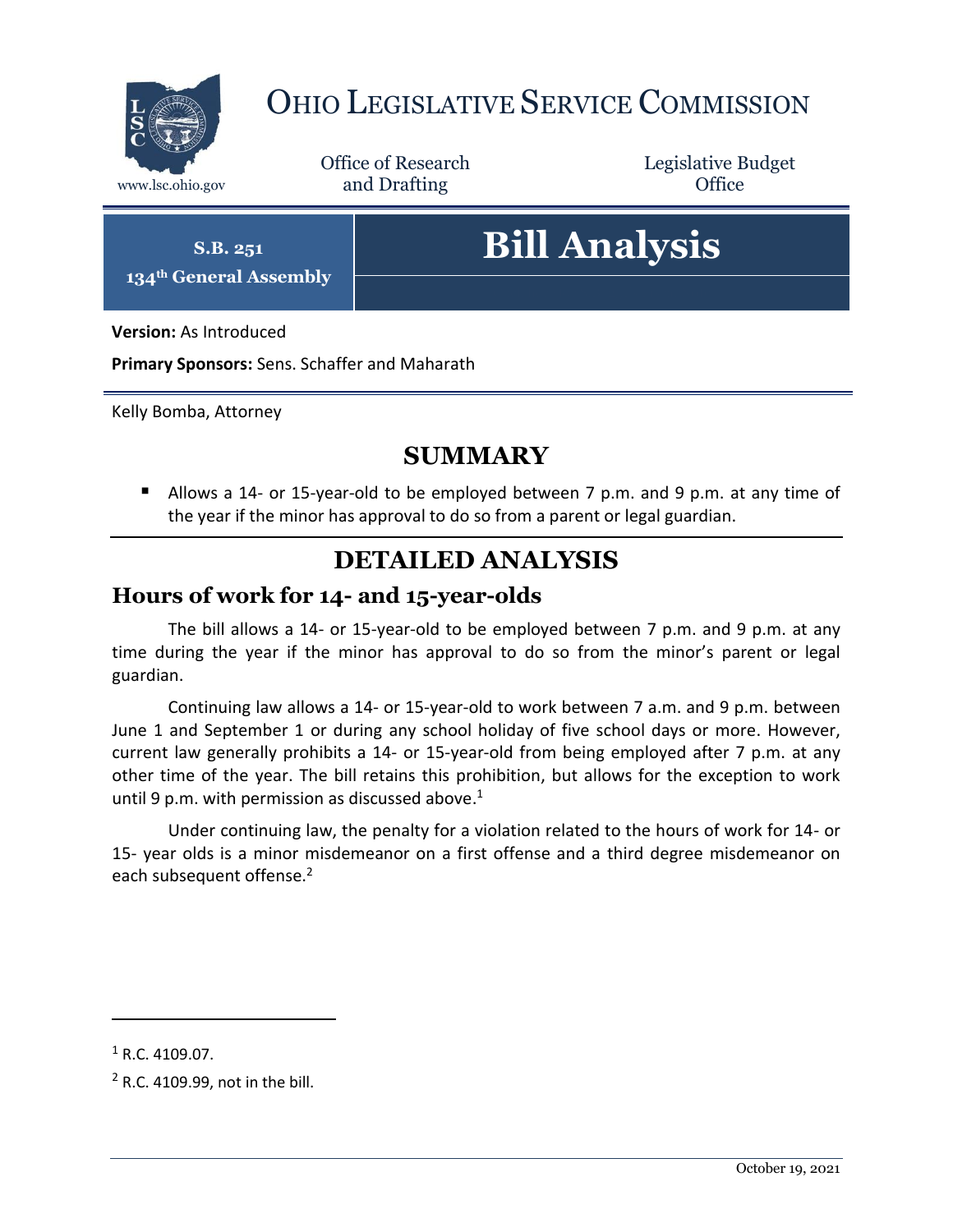# Ohio Legislative Service Commission

www.lsc.ohio.gov

Office of Research and Drafting

Legislative Budget Office

**S.B. 251**
**134th General Assembly**

# Bill Analysis

**Version:** As Introduced

**Primary Sponsors:** Sens. Schaffer and Maharath

Kelly Bomba, Attorney

## SUMMARY

- Allows a 14- or 15-year-old to be employed between 7 p.m. and 9 p.m. at any time of the year if the minor has approval to do so from a parent or legal guardian.

## DETAILED ANALYSIS

### Hours of work for 14- and 15-year-olds

The bill allows a 14- or 15-year-old to be employed between 7 p.m. and 9 p.m. at any time during the year if the minor has approval to do so from the minor's parent or legal guardian.

Continuing law allows a 14- or 15-year-old to work between 7 a.m. and 9 p.m. between June 1 and September 1 or during any school holiday of five school days or more. However, current law generally prohibits a 14- or 15-year-old from being employed after 7 p.m. at any other time of the year. The bill retains this prohibition, but allows for the exception to work until 9 p.m. with permission as discussed above.[1]

Under continuing law, the penalty for a violation related to the hours of work for 14- or 15- year olds is a minor misdemeanor on a first offense and a third degree misdemeanor on each subsequent offense.[2]

[1] R.C. 4109.07.

[2] R.C. 4109.99, not in the bill.

October 19, 2021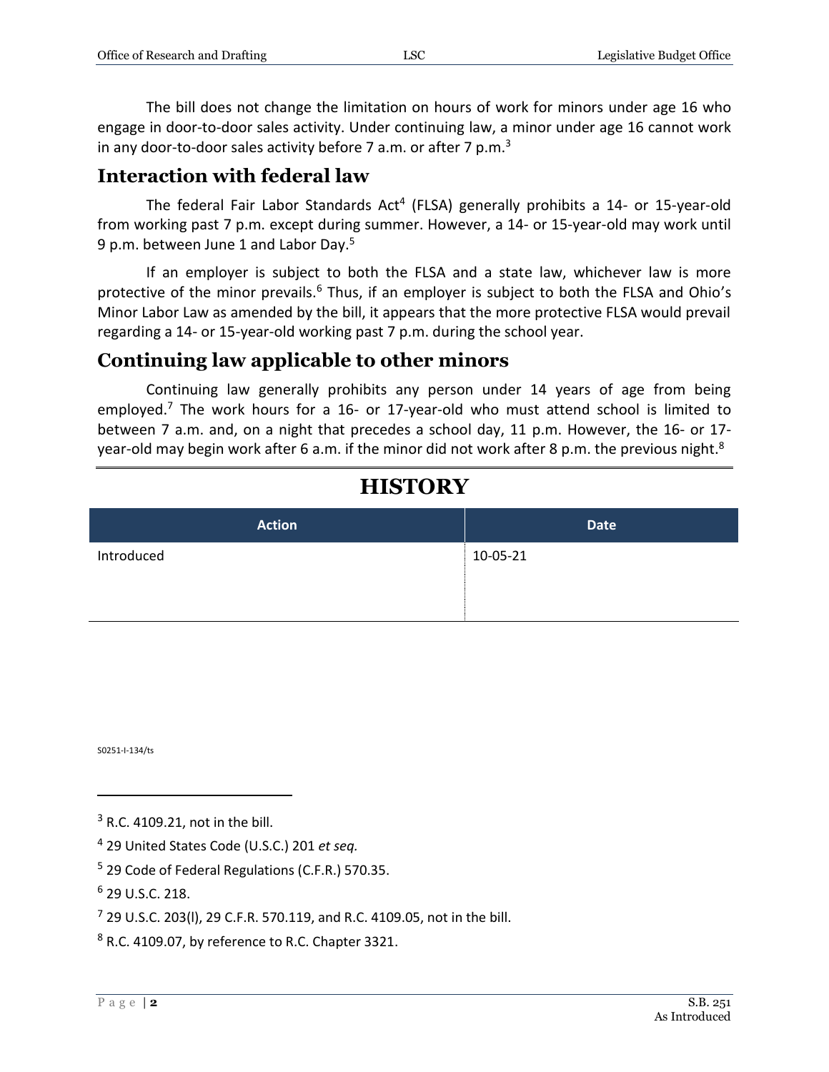The bill does not change the limitation on hours of work for minors under age 16 who engage in door-to-door sales activity. Under continuing law, a minor under age 16 cannot work in any door-to-door sales activity before 7 a.m. or after 7 p.m.[3]

## Interaction with federal law

The federal Fair Labor Standards Act[4] (FLSA) generally prohibits a 14- or 15-year-old from working past 7 p.m. except during summer. However, a 14- or 15-year-old may work until 9 p.m. between June 1 and Labor Day.[5]

If an employer is subject to both the FLSA and a state law, whichever law is more protective of the minor prevails.[6] Thus, if an employer is subject to both the FLSA and Ohio's Minor Labor Law as amended by the bill, it appears that the more protective FLSA would prevail regarding a 14- or 15-year-old working past 7 p.m. during the school year.

## Continuing law applicable to other minors

Continuing law generally prohibits any person under 14 years of age from being employed.[7] The work hours for a 16- or 17-year-old who must attend school is limited to between 7 a.m. and, on a night that precedes a school day, 11 p.m. However, the 16- or 17-year-old may begin work after 6 a.m. if the minor did not work after 8 p.m. the previous night.[8]

# HISTORY

| Action | Date |
|---|---|
| Introduced | 10-05-21 |

S0251-I-134/ts

[3] R.C. 4109.21, not in the bill.

[4] 29 United States Code (U.S.C.) 201 *et seq.*

[5] 29 Code of Federal Regulations (C.F.R.) 570.35.

[6] 29 U.S.C. 218.

[7] 29 U.S.C. 203(l), 29 C.F.R. 570.119, and R.C. 4109.05, not in the bill.

[8] R.C. 4109.07, by reference to R.C. Chapter 3321.